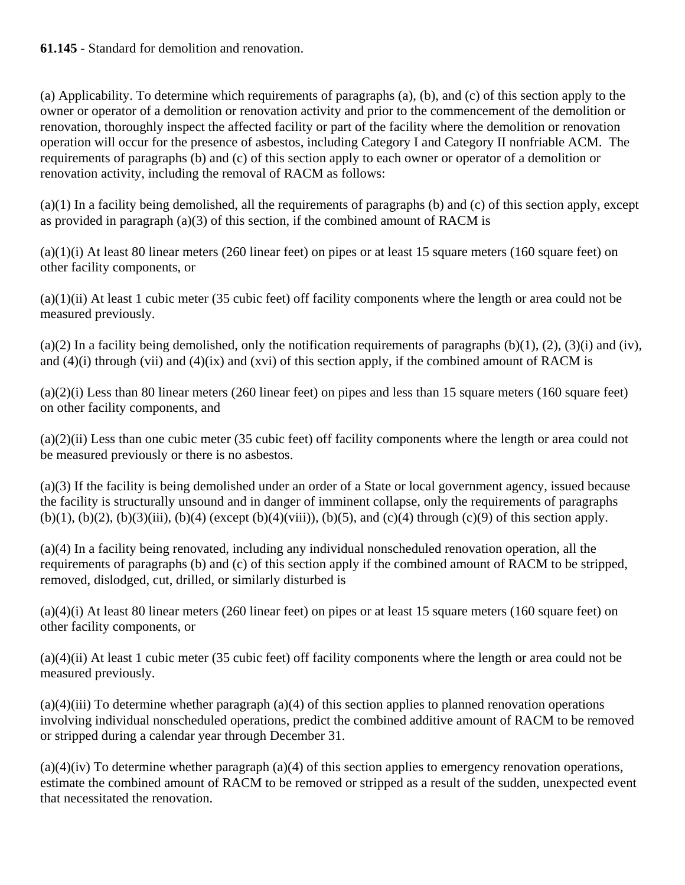**61.145** - Standard for demolition and renovation.

(a) Applicability. To determine which requirements of paragraphs (a), (b), and (c) of this section apply to the owner or operator of a demolition or renovation activity and prior to the commencement of the demolition or renovation, thoroughly inspect the affected facility or part of the facility where the demolition or renovation operation will occur for the presence of asbestos, including Category I and Category II nonfriable ACM. The requirements of paragraphs (b) and (c) of this section apply to each owner or operator of a demolition or renovation activity, including the removal of RACM as follows:

(a)(1) In a facility being demolished, all the requirements of paragraphs (b) and (c) of this section apply, except as provided in paragraph (a)(3) of this section, if the combined amount of RACM is

(a)(1)(i) At least 80 linear meters (260 linear feet) on pipes or at least 15 square meters (160 square feet) on other facility components, or

(a)(1)(ii) At least 1 cubic meter (35 cubic feet) off facility components where the length or area could not be measured previously.

(a)(2) In a facility being demolished, only the notification requirements of paragraphs (b)(1), (2), (3)(i) and (iv), and (4)(i) through (vii) and (4)(ix) and (xvi) of this section apply, if the combined amount of RACM is

(a)(2)(i) Less than 80 linear meters (260 linear feet) on pipes and less than 15 square meters (160 square feet) on other facility components, and

(a)(2)(ii) Less than one cubic meter (35 cubic feet) off facility components where the length or area could not be measured previously or there is no asbestos.

(a)(3) If the facility is being demolished under an order of a State or local government agency, issued because the facility is structurally unsound and in danger of imminent collapse, only the requirements of paragraphs (b)(1), (b)(2), (b)(3)(iii), (b)(4) (except (b)(4)(viii)), (b)(5), and (c)(4) through (c)(9) of this section apply.

(a)(4) In a facility being renovated, including any individual nonscheduled renovation operation, all the requirements of paragraphs (b) and (c) of this section apply if the combined amount of RACM to be stripped, removed, dislodged, cut, drilled, or similarly disturbed is

(a)(4)(i) At least 80 linear meters (260 linear feet) on pipes or at least 15 square meters (160 square feet) on other facility components, or

(a)(4)(ii) At least 1 cubic meter (35 cubic feet) off facility components where the length or area could not be measured previously.

(a)(4)(iii) To determine whether paragraph (a)(4) of this section applies to planned renovation operations involving individual nonscheduled operations, predict the combined additive amount of RACM to be removed or stripped during a calendar year through December 31.

(a)(4)(iv) To determine whether paragraph (a)(4) of this section applies to emergency renovation operations, estimate the combined amount of RACM to be removed or stripped as a result of the sudden, unexpected event that necessitated the renovation.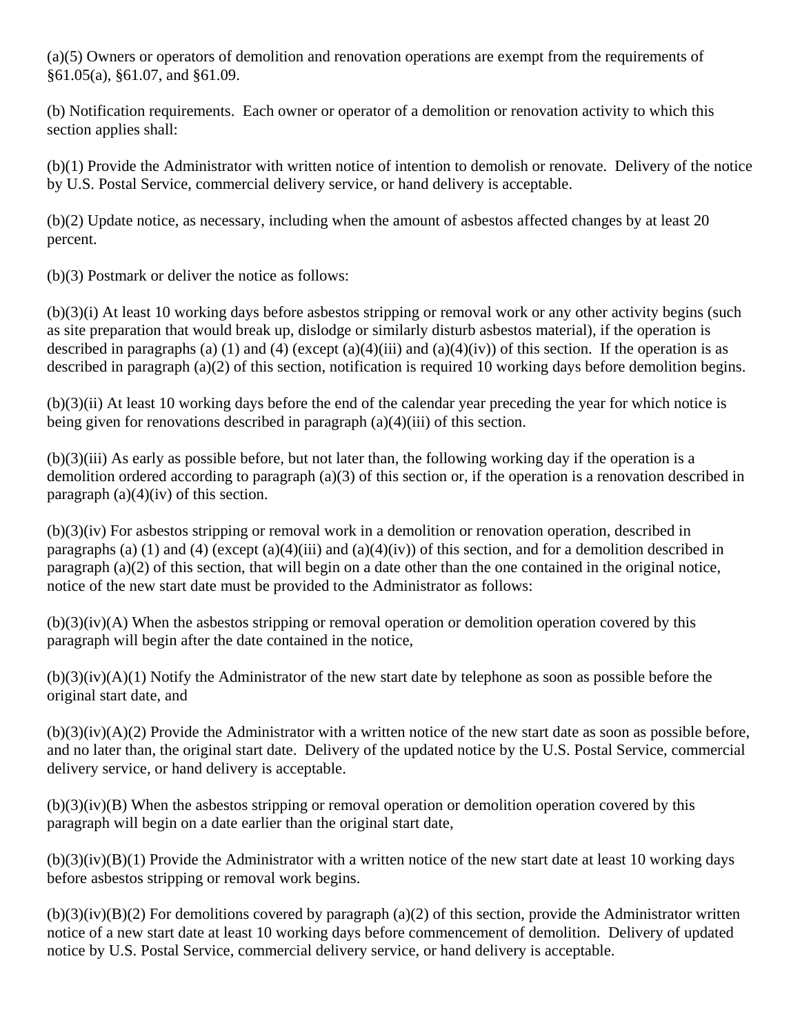(a)(5) Owners or operators of demolition and renovation operations are exempt from the requirements of §61.05(a), §61.07, and §61.09.

(b) Notification requirements. Each owner or operator of a demolition or renovation activity to which this section applies shall:

(b)(1) Provide the Administrator with written notice of intention to demolish or renovate. Delivery of the notice by U.S. Postal Service, commercial delivery service, or hand delivery is acceptable.

(b)(2) Update notice, as necessary, including when the amount of asbestos affected changes by at least 20 percent.

(b)(3) Postmark or deliver the notice as follows:

(b)(3)(i) At least 10 working days before asbestos stripping or removal work or any other activity begins (such as site preparation that would break up, dislodge or similarly disturb asbestos material), if the operation is described in paragraphs (a) (1) and (4) (except (a)(4)(iii) and (a)(4)(iv)) of this section. If the operation is as described in paragraph (a)(2) of this section, notification is required 10 working days before demolition begins.

(b)(3)(ii) At least 10 working days before the end of the calendar year preceding the year for which notice is being given for renovations described in paragraph (a)(4)(iii) of this section.

(b)(3)(iii) As early as possible before, but not later than, the following working day if the operation is a demolition ordered according to paragraph (a)(3) of this section or, if the operation is a renovation described in paragraph (a)(4)(iv) of this section.

(b)(3)(iv) For asbestos stripping or removal work in a demolition or renovation operation, described in paragraphs (a) (1) and (4) (except (a)(4)(iii) and (a)(4)(iv)) of this section, and for a demolition described in paragraph (a)(2) of this section, that will begin on a date other than the one contained in the original notice, notice of the new start date must be provided to the Administrator as follows:

(b)(3)(iv)(A) When the asbestos stripping or removal operation or demolition operation covered by this paragraph will begin after the date contained in the notice,

(b)(3)(iv)(A)(1) Notify the Administrator of the new start date by telephone as soon as possible before the original start date, and

(b)(3)(iv)(A)(2) Provide the Administrator with a written notice of the new start date as soon as possible before, and no later than, the original start date. Delivery of the updated notice by the U.S. Postal Service, commercial delivery service, or hand delivery is acceptable.

(b)(3)(iv)(B) When the asbestos stripping or removal operation or demolition operation covered by this paragraph will begin on a date earlier than the original start date,

(b)(3)(iv)(B)(1) Provide the Administrator with a written notice of the new start date at least 10 working days before asbestos stripping or removal work begins.

(b)(3)(iv)(B)(2) For demolitions covered by paragraph (a)(2) of this section, provide the Administrator written notice of a new start date at least 10 working days before commencement of demolition. Delivery of updated notice by U.S. Postal Service, commercial delivery service, or hand delivery is acceptable.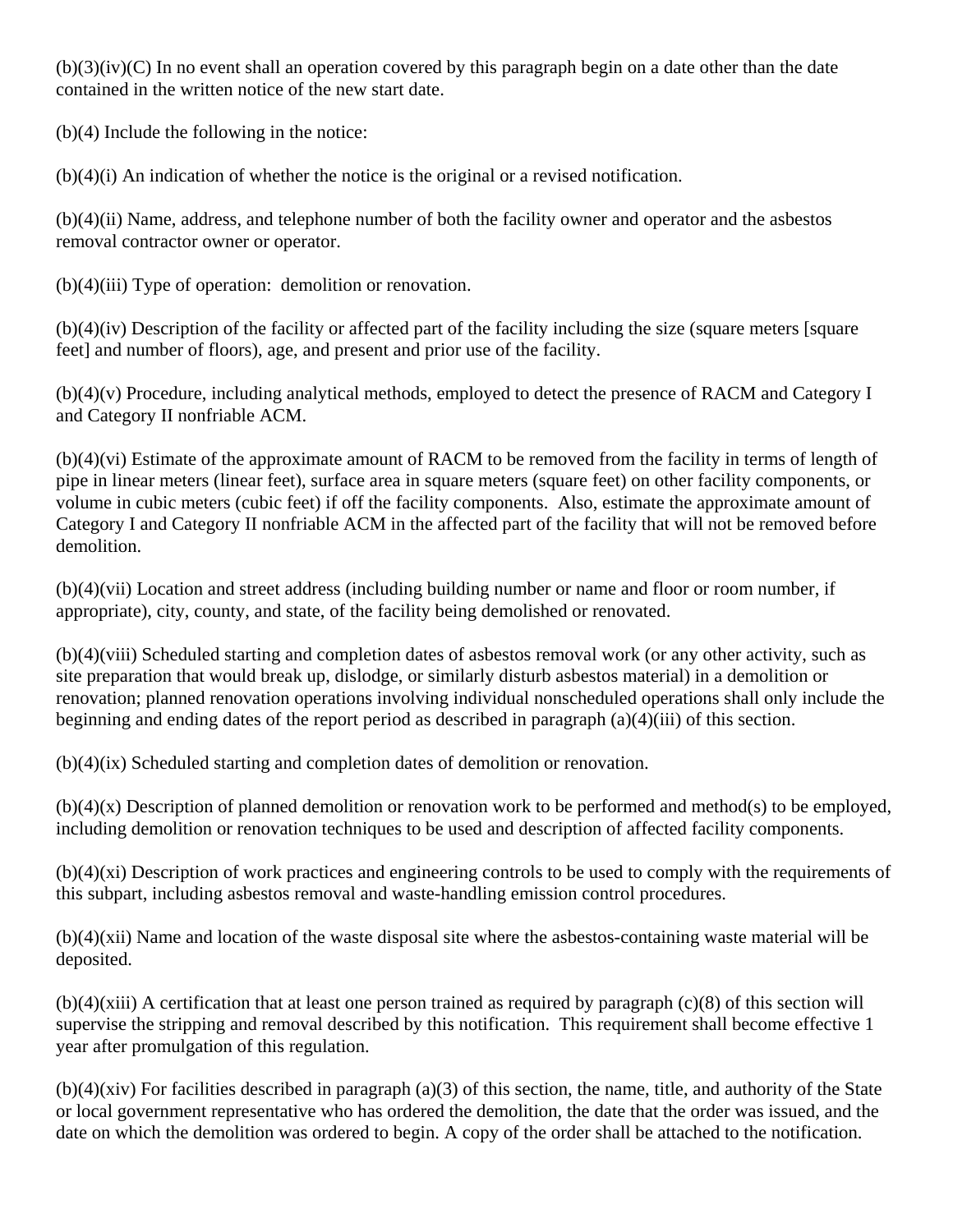(b)(3)(iv)(C) In no event shall an operation covered by this paragraph begin on a date other than the date contained in the written notice of the new start date.

(b)(4) Include the following in the notice:

(b)(4)(i) An indication of whether the notice is the original or a revised notification.

(b)(4)(ii) Name, address, and telephone number of both the facility owner and operator and the asbestos removal contractor owner or operator.

(b)(4)(iii) Type of operation: demolition or renovation.

(b)(4)(iv) Description of the facility or affected part of the facility including the size (square meters [square feet] and number of floors), age, and present and prior use of the facility.

(b)(4)(v) Procedure, including analytical methods, employed to detect the presence of RACM and Category I and Category II nonfriable ACM.

(b)(4)(vi) Estimate of the approximate amount of RACM to be removed from the facility in terms of length of pipe in linear meters (linear feet), surface area in square meters (square feet) on other facility components, or volume in cubic meters (cubic feet) if off the facility components. Also, estimate the approximate amount of Category I and Category II nonfriable ACM in the affected part of the facility that will not be removed before demolition.

(b)(4)(vii) Location and street address (including building number or name and floor or room number, if appropriate), city, county, and state, of the facility being demolished or renovated.

(b)(4)(viii) Scheduled starting and completion dates of asbestos removal work (or any other activity, such as site preparation that would break up, dislodge, or similarly disturb asbestos material) in a demolition or renovation; planned renovation operations involving individual nonscheduled operations shall only include the beginning and ending dates of the report period as described in paragraph (a)(4)(iii) of this section.

(b)(4)(ix) Scheduled starting and completion dates of demolition or renovation.

(b)(4)(x) Description of planned demolition or renovation work to be performed and method(s) to be employed, including demolition or renovation techniques to be used and description of affected facility components.

(b)(4)(xi) Description of work practices and engineering controls to be used to comply with the requirements of this subpart, including asbestos removal and waste-handling emission control procedures.

(b)(4)(xii) Name and location of the waste disposal site where the asbestos-containing waste material will be deposited.

(b)(4)(xiii) A certification that at least one person trained as required by paragraph (c)(8) of this section will supervise the stripping and removal described by this notification. This requirement shall become effective 1 year after promulgation of this regulation.

(b)(4)(xiv) For facilities described in paragraph (a)(3) of this section, the name, title, and authority of the State or local government representative who has ordered the demolition, the date that the order was issued, and the date on which the demolition was ordered to begin. A copy of the order shall be attached to the notification.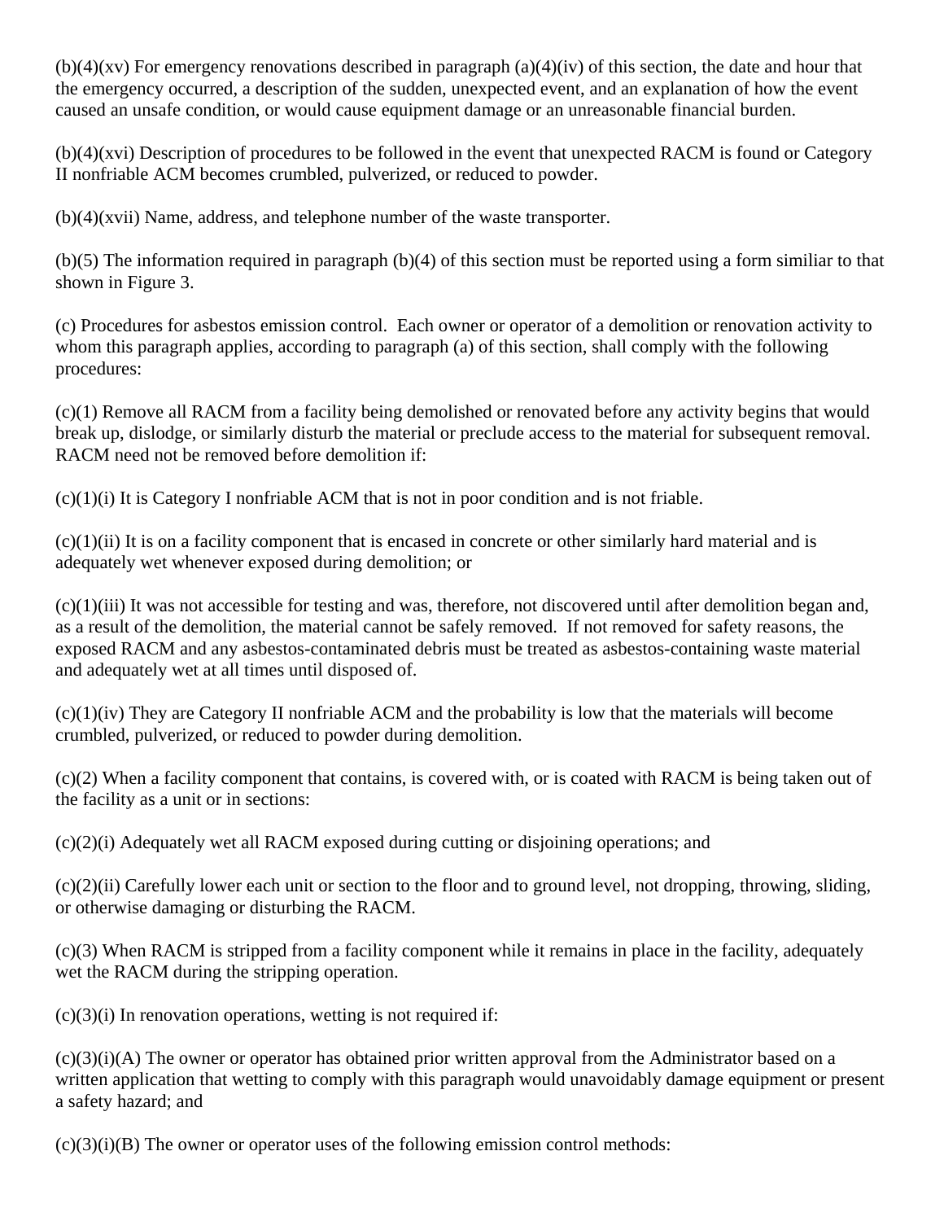(b)(4)(xv) For emergency renovations described in paragraph (a)(4)(iv) of this section, the date and hour that the emergency occurred, a description of the sudden, unexpected event, and an explanation of how the event caused an unsafe condition, or would cause equipment damage or an unreasonable financial burden.

(b)(4)(xvi) Description of procedures to be followed in the event that unexpected RACM is found or Category II nonfriable ACM becomes crumbled, pulverized, or reduced to powder.

(b)(4)(xvii) Name, address, and telephone number of the waste transporter.

(b)(5) The information required in paragraph (b)(4) of this section must be reported using a form similiar to that shown in Figure 3.

(c) Procedures for asbestos emission control. Each owner or operator of a demolition or renovation activity to whom this paragraph applies, according to paragraph (a) of this section, shall comply with the following procedures:

(c)(1) Remove all RACM from a facility being demolished or renovated before any activity begins that would break up, dislodge, or similarly disturb the material or preclude access to the material for subsequent removal. RACM need not be removed before demolition if:

(c)(1)(i) It is Category I nonfriable ACM that is not in poor condition and is not friable.

(c)(1)(ii) It is on a facility component that is encased in concrete or other similarly hard material and is adequately wet whenever exposed during demolition; or

(c)(1)(iii) It was not accessible for testing and was, therefore, not discovered until after demolition began and, as a result of the demolition, the material cannot be safely removed. If not removed for safety reasons, the exposed RACM and any asbestos-contaminated debris must be treated as asbestos-containing waste material and adequately wet at all times until disposed of.

(c)(1)(iv) They are Category II nonfriable ACM and the probability is low that the materials will become crumbled, pulverized, or reduced to powder during demolition.

(c)(2) When a facility component that contains, is covered with, or is coated with RACM is being taken out of the facility as a unit or in sections:

(c)(2)(i) Adequately wet all RACM exposed during cutting or disjoining operations; and

(c)(2)(ii) Carefully lower each unit or section to the floor and to ground level, not dropping, throwing, sliding, or otherwise damaging or disturbing the RACM.

(c)(3) When RACM is stripped from a facility component while it remains in place in the facility, adequately wet the RACM during the stripping operation.

(c)(3)(i) In renovation operations, wetting is not required if:

(c)(3)(i)(A) The owner or operator has obtained prior written approval from the Administrator based on a written application that wetting to comply with this paragraph would unavoidably damage equipment or present a safety hazard; and

(c)(3)(i)(B) The owner or operator uses of the following emission control methods: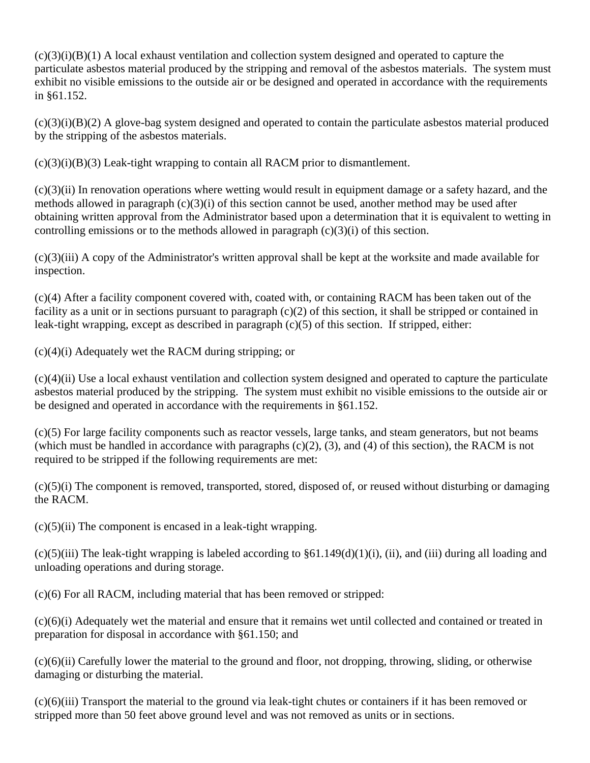(c)(3)(i)(B)(1) A local exhaust ventilation and collection system designed and operated to capture the particulate asbestos material produced by the stripping and removal of the asbestos materials. The system must exhibit no visible emissions to the outside air or be designed and operated in accordance with the requirements in §61.152.

(c)(3)(i)(B)(2) A glove-bag system designed and operated to contain the particulate asbestos material produced by the stripping of the asbestos materials.

(c)(3)(i)(B)(3) Leak-tight wrapping to contain all RACM prior to dismantlement.

(c)(3)(ii) In renovation operations where wetting would result in equipment damage or a safety hazard, and the methods allowed in paragraph (c)(3)(i) of this section cannot be used, another method may be used after obtaining written approval from the Administrator based upon a determination that it is equivalent to wetting in controlling emissions or to the methods allowed in paragraph (c)(3)(i) of this section.

(c)(3)(iii) A copy of the Administrator's written approval shall be kept at the worksite and made available for inspection.

(c)(4) After a facility component covered with, coated with, or containing RACM has been taken out of the facility as a unit or in sections pursuant to paragraph (c)(2) of this section, it shall be stripped or contained in leak-tight wrapping, except as described in paragraph (c)(5) of this section. If stripped, either:

(c)(4)(i) Adequately wet the RACM during stripping; or

(c)(4)(ii) Use a local exhaust ventilation and collection system designed and operated to capture the particulate asbestos material produced by the stripping. The system must exhibit no visible emissions to the outside air or be designed and operated in accordance with the requirements in §61.152.

(c)(5) For large facility components such as reactor vessels, large tanks, and steam generators, but not beams (which must be handled in accordance with paragraphs (c)(2), (3), and (4) of this section), the RACM is not required to be stripped if the following requirements are met:

(c)(5)(i) The component is removed, transported, stored, disposed of, or reused without disturbing or damaging the RACM.

(c)(5)(ii) The component is encased in a leak-tight wrapping.

(c)(5)(iii) The leak-tight wrapping is labeled according to §61.149(d)(1)(i), (ii), and (iii) during all loading and unloading operations and during storage.

(c)(6) For all RACM, including material that has been removed or stripped:

(c)(6)(i) Adequately wet the material and ensure that it remains wet until collected and contained or treated in preparation for disposal in accordance with §61.150; and

(c)(6)(ii) Carefully lower the material to the ground and floor, not dropping, throwing, sliding, or otherwise damaging or disturbing the material.

(c)(6)(iii) Transport the material to the ground via leak-tight chutes or containers if it has been removed or stripped more than 50 feet above ground level and was not removed as units or in sections.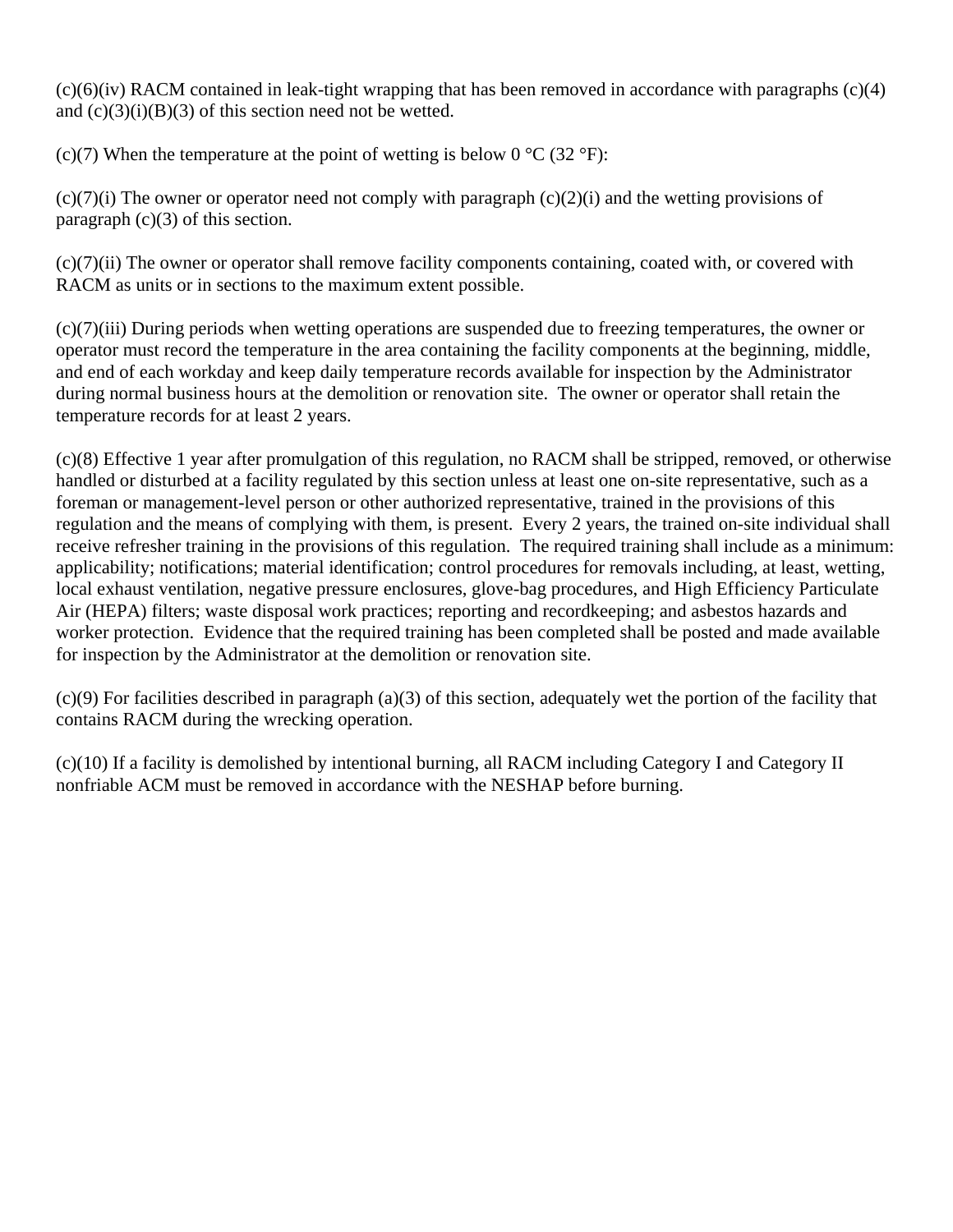(c)(6)(iv) RACM contained in leak-tight wrapping that has been removed in accordance with paragraphs (c)(4) and (c)(3)(i)(B)(3) of this section need not be wetted.

(c)(7) When the temperature at the point of wetting is below 0 °C (32 °F):

(c)(7)(i) The owner or operator need not comply with paragraph (c)(2)(i) and the wetting provisions of paragraph (c)(3) of this section.

(c)(7)(ii) The owner or operator shall remove facility components containing, coated with, or covered with RACM as units or in sections to the maximum extent possible.

(c)(7)(iii) During periods when wetting operations are suspended due to freezing temperatures, the owner or operator must record the temperature in the area containing the facility components at the beginning, middle, and end of each workday and keep daily temperature records available for inspection by the Administrator during normal business hours at the demolition or renovation site. The owner or operator shall retain the temperature records for at least 2 years.

(c)(8) Effective 1 year after promulgation of this regulation, no RACM shall be stripped, removed, or otherwise handled or disturbed at a facility regulated by this section unless at least one on-site representative, such as a foreman or management-level person or other authorized representative, trained in the provisions of this regulation and the means of complying with them, is present. Every 2 years, the trained on-site individual shall receive refresher training in the provisions of this regulation. The required training shall include as a minimum: applicability; notifications; material identification; control procedures for removals including, at least, wetting, local exhaust ventilation, negative pressure enclosures, glove-bag procedures, and High Efficiency Particulate Air (HEPA) filters; waste disposal work practices; reporting and recordkeeping; and asbestos hazards and worker protection. Evidence that the required training has been completed shall be posted and made available for inspection by the Administrator at the demolition or renovation site.

(c)(9) For facilities described in paragraph (a)(3) of this section, adequately wet the portion of the facility that contains RACM during the wrecking operation.

(c)(10) If a facility is demolished by intentional burning, all RACM including Category I and Category II nonfriable ACM must be removed in accordance with the NESHAP before burning.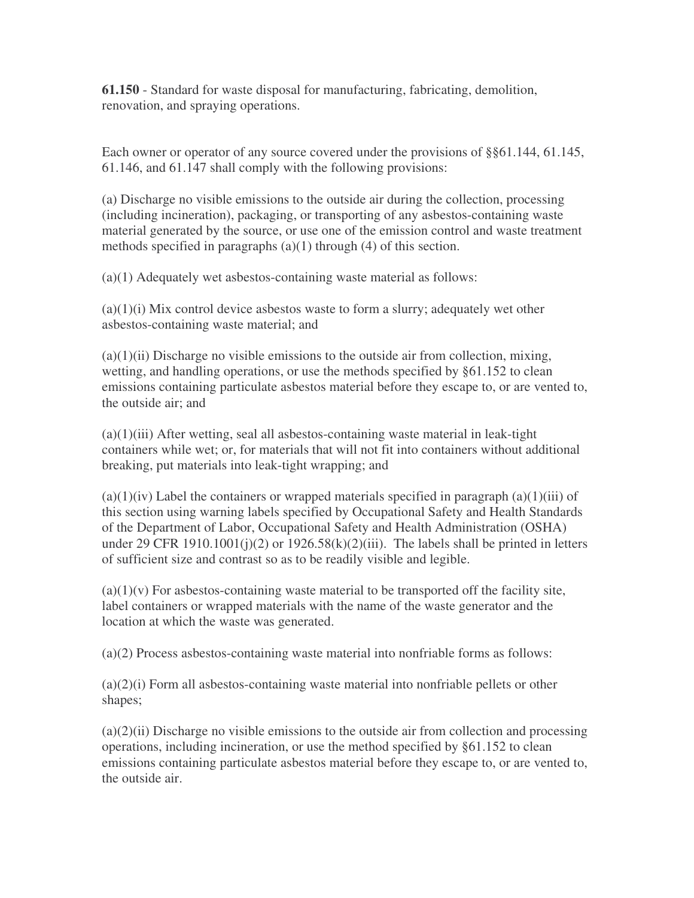**61.150** - Standard for waste disposal for manufacturing, fabricating, demolition, renovation, and spraying operations.

Each owner or operator of any source covered under the provisions of §§61.144, 61.145, 61.146, and 61.147 shall comply with the following provisions:

(a) Discharge no visible emissions to the outside air during the collection, processing (including incineration), packaging, or transporting of any asbestos-containing waste material generated by the source, or use one of the emission control and waste treatment methods specified in paragraphs (a)(1) through (4) of this section.

(a)(1) Adequately wet asbestos-containing waste material as follows:

(a)(1)(i) Mix control device asbestos waste to form a slurry; adequately wet other asbestos-containing waste material; and

(a)(1)(ii) Discharge no visible emissions to the outside air from collection, mixing, wetting, and handling operations, or use the methods specified by §61.152 to clean emissions containing particulate asbestos material before they escape to, or are vented to, the outside air; and

(a)(1)(iii) After wetting, seal all asbestos-containing waste material in leak-tight containers while wet; or, for materials that will not fit into containers without additional breaking, put materials into leak-tight wrapping; and

(a)(1)(iv) Label the containers or wrapped materials specified in paragraph (a)(1)(iii) of this section using warning labels specified by Occupational Safety and Health Standards of the Department of Labor, Occupational Safety and Health Administration (OSHA) under 29 CFR 1910.1001(j)(2) or 1926.58(k)(2)(iii). The labels shall be printed in letters of sufficient size and contrast so as to be readily visible and legible.

(a)(1)(v) For asbestos-containing waste material to be transported off the facility site, label containers or wrapped materials with the name of the waste generator and the location at which the waste was generated.

(a)(2) Process asbestos-containing waste material into nonfriable forms as follows:

(a)(2)(i) Form all asbestos-containing waste material into nonfriable pellets or other shapes;

(a)(2)(ii) Discharge no visible emissions to the outside air from collection and processing operations, including incineration, or use the method specified by §61.152 to clean emissions containing particulate asbestos material before they escape to, or are vented to, the outside air.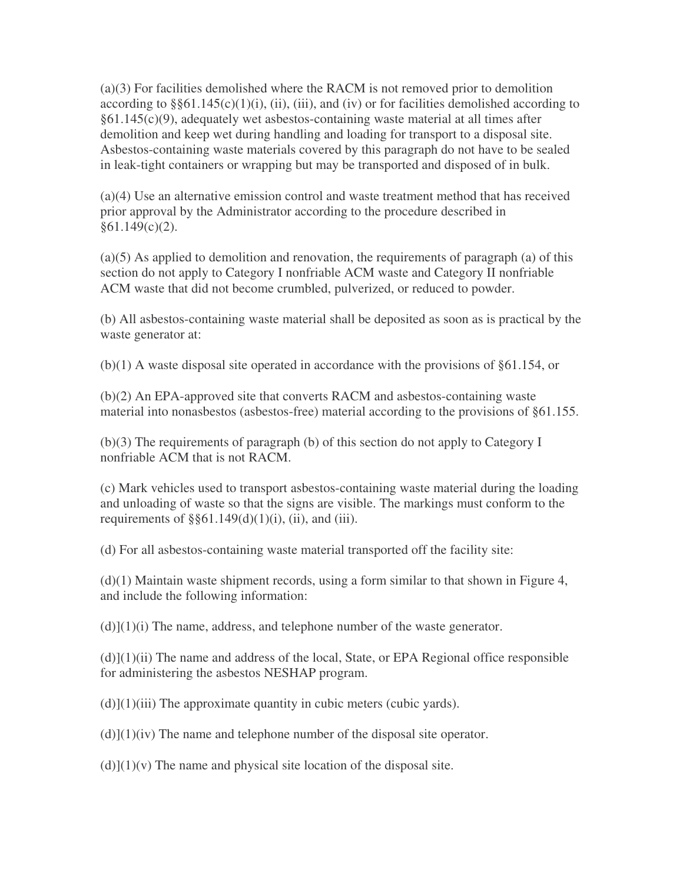(a)(3) For facilities demolished where the RACM is not removed prior to demolition according to §§61.145(c)(1)(i), (ii), (iii), and (iv) or for facilities demolished according to §61.145(c)(9), adequately wet asbestos-containing waste material at all times after demolition and keep wet during handling and loading for transport to a disposal site. Asbestos-containing waste materials covered by this paragraph do not have to be sealed in leak-tight containers or wrapping but may be transported and disposed of in bulk.

(a)(4) Use an alternative emission control and waste treatment method that has received prior approval by the Administrator according to the procedure described in §61.149(c)(2).

(a)(5) As applied to demolition and renovation, the requirements of paragraph (a) of this section do not apply to Category I nonfriable ACM waste and Category II nonfriable ACM waste that did not become crumbled, pulverized, or reduced to powder.

(b) All asbestos-containing waste material shall be deposited as soon as is practical by the waste generator at:

(b)(1) A waste disposal site operated in accordance with the provisions of §61.154, or

(b)(2) An EPA-approved site that converts RACM and asbestos-containing waste material into nonasbestos (asbestos-free) material according to the provisions of §61.155.

(b)(3) The requirements of paragraph (b) of this section do not apply to Category I nonfriable ACM that is not RACM.

(c) Mark vehicles used to transport asbestos-containing waste material during the loading and unloading of waste so that the signs are visible. The markings must conform to the requirements of §§61.149(d)(1)(i), (ii), and (iii).

(d) For all asbestos-containing waste material transported off the facility site:

(d)(1) Maintain waste shipment records, using a form similar to that shown in Figure 4, and include the following information:

(d)](1)(i) The name, address, and telephone number of the waste generator.

(d)](1)(ii) The name and address of the local, State, or EPA Regional office responsible for administering the asbestos NESHAP program.

(d)](1)(iii) The approximate quantity in cubic meters (cubic yards).

(d)](1)(iv) The name and telephone number of the disposal site operator.

(d)](1)(v) The name and physical site location of the disposal site.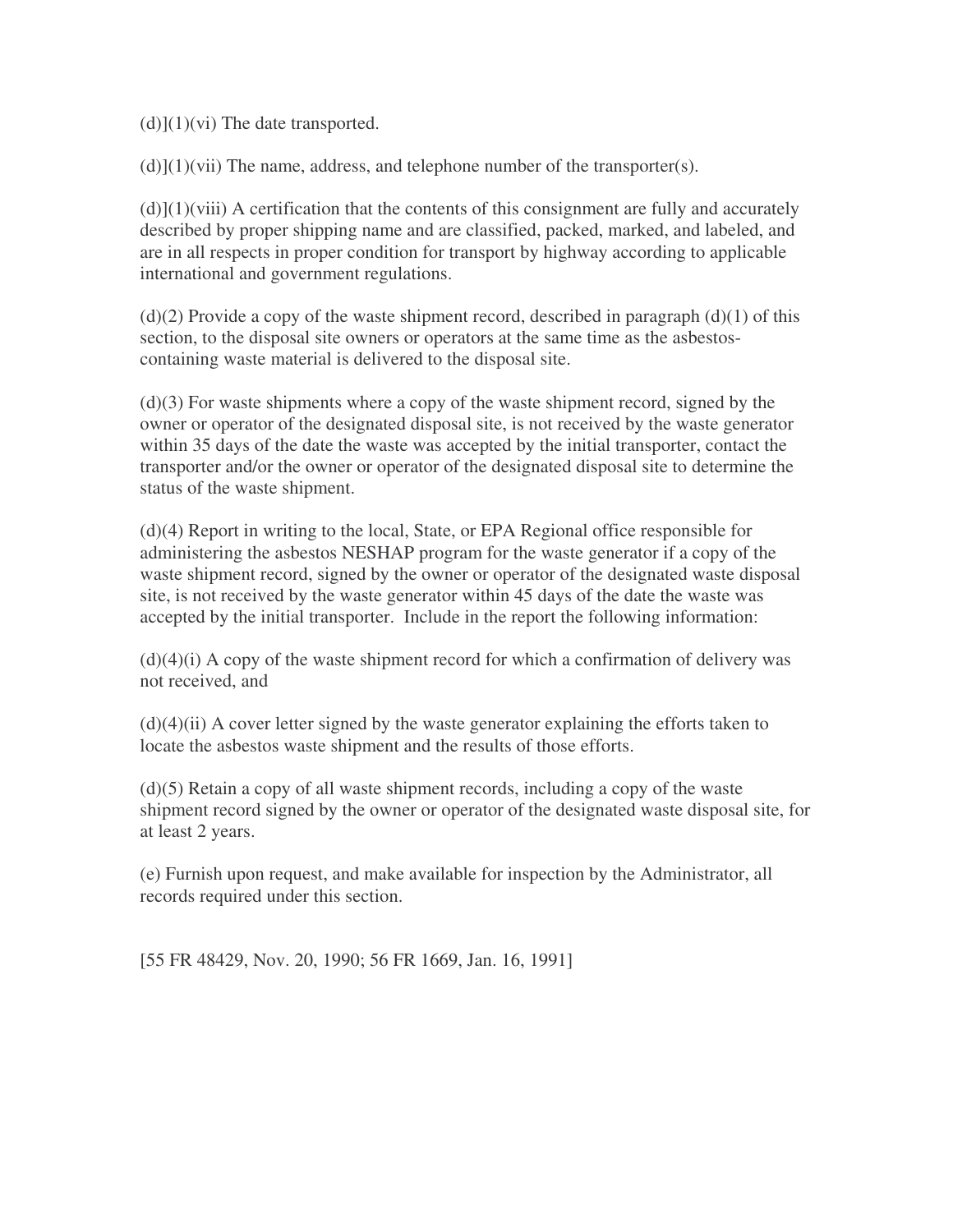(d)](1)(vi) The date transported.

(d)](1)(vii) The name, address, and telephone number of the transporter(s).

(d)](1)(viii) A certification that the contents of this consignment are fully and accurately described by proper shipping name and are classified, packed, marked, and labeled, and are in all respects in proper condition for transport by highway according to applicable international and government regulations.

(d)(2) Provide a copy of the waste shipment record, described in paragraph (d)(1) of this section, to the disposal site owners or operators at the same time as the asbestos-containing waste material is delivered to the disposal site.

(d)(3) For waste shipments where a copy of the waste shipment record, signed by the owner or operator of the designated disposal site, is not received by the waste generator within 35 days of the date the waste was accepted by the initial transporter, contact the transporter and/or the owner or operator of the designated disposal site to determine the status of the waste shipment.

(d)(4) Report in writing to the local, State, or EPA Regional office responsible for administering the asbestos NESHAP program for the waste generator if a copy of the waste shipment record, signed by the owner or operator of the designated waste disposal site, is not received by the waste generator within 45 days of the date the waste was accepted by the initial transporter. Include in the report the following information:

(d)(4)(i) A copy of the waste shipment record for which a confirmation of delivery was not received, and

(d)(4)(ii) A cover letter signed by the waste generator explaining the efforts taken to locate the asbestos waste shipment and the results of those efforts.

(d)(5) Retain a copy of all waste shipment records, including a copy of the waste shipment record signed by the owner or operator of the designated waste disposal site, for at least 2 years.

(e) Furnish upon request, and make available for inspection by the Administrator, all records required under this section.

[55 FR 48429, Nov. 20, 1990; 56 FR 1669, Jan. 16, 1991]